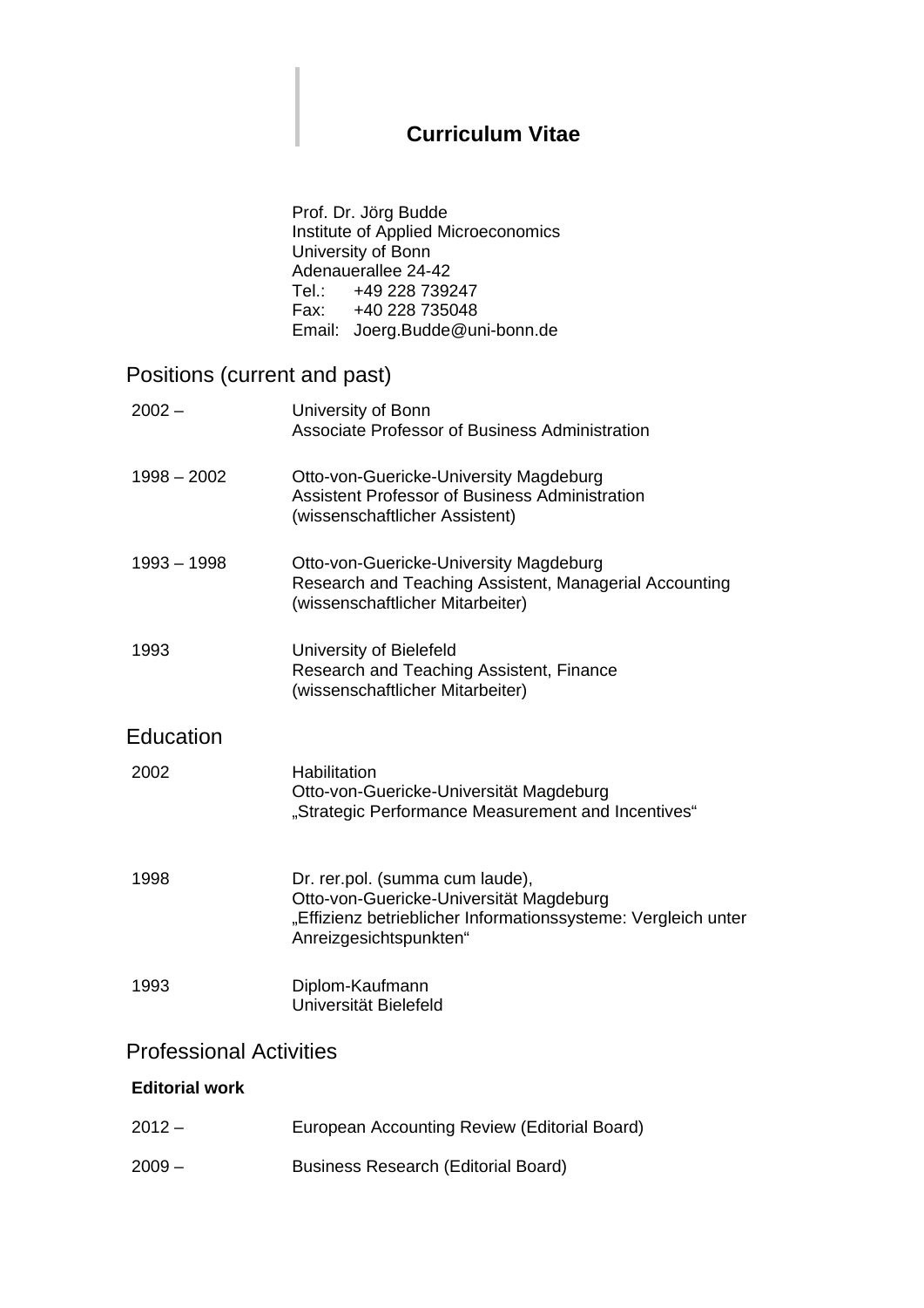# Curriculum Vitae

Prof. Dr. Jörg Budde
Institute of Applied Microeconomics
University of Bonn
Adenauerallee 24-42
Tel.: +49 228 739247
Fax: +40 228 735048
Email: Joerg.Budde@uni-bonn.de

## Positions (current and past)

| | |
|---|---|
| 2002 – | University of Bonn<br>Associate Professor of Business Administration |
| 1998 – 2002 | Otto-von-Guericke-University Magdeburg<br>Assistent Professor of Business Administration<br>(wissenschaftlicher Assistent) |
| 1993 – 1998 | Otto-von-Guericke-University Magdeburg<br>Research and Teaching Assistent, Managerial Accounting<br>(wissenschaftlicher Mitarbeiter) |
| 1993 | University of Bielefeld<br>Research and Teaching Assistent, Finance<br>(wissenschaftlicher Mitarbeiter) |

## Education

| | |
|---|---|
| 2002 | Habilitation<br>Otto-von-Guericke-Universität Magdeburg<br>„Strategic Performance Measurement and Incentives“ |
| 1998 | Dr. rer.pol. (summa cum laude),<br>Otto-von-Guericke-Universität Magdeburg<br>„Effizienz betrieblicher Informationssysteme: Vergleich unter Anreizgesichtspunkten“ |
| 1993 | Diplom-Kaufmann<br>Universität Bielefeld |

## Professional Activities

**Editorial work**

| | |
|---|---|
| 2012 – | European Accounting Review (Editorial Board) |
| 2009 – | Business Research (Editorial Board) |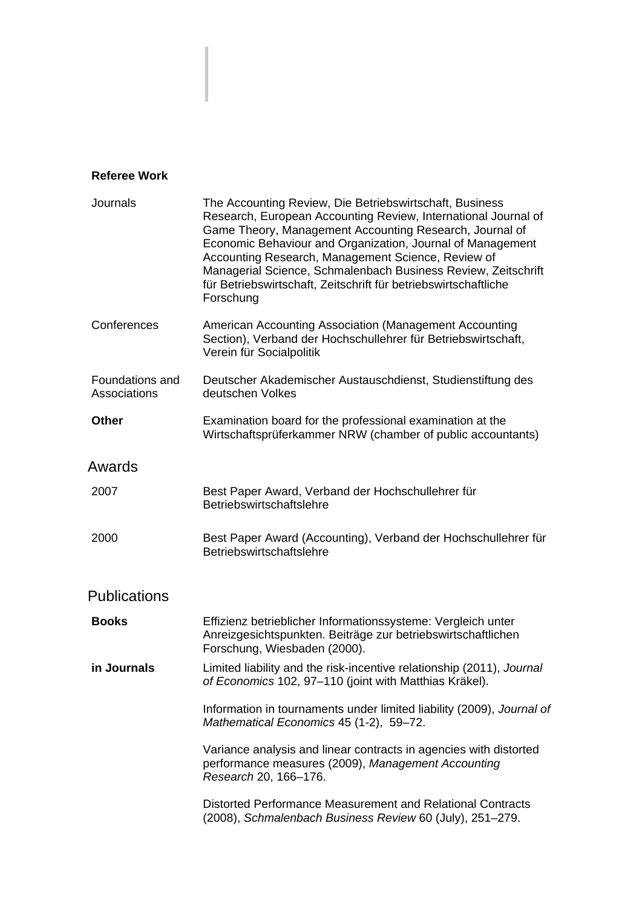### Referee Work

**Journals**

The Accounting Review, Die Betriebswirtschaft, Business Research, European Accounting Review, International Journal of Game Theory, Management Accounting Research, Journal of Economic Behaviour and Organization, Journal of Management Accounting Research, Management Science, Review of Managerial Science, Schmalenbach Business Review, Zeitschrift für Betriebswirtschaft, Zeitschrift für betriebswirtschaftliche Forschung

**Conferences**

American Accounting Association (Management Accounting Section), Verband der Hochschullehrer für Betriebswirtschaft, Verein für Socialpolitik

**Foundations and Associations**

Deutscher Akademischer Austauschdienst, Studienstiftung des deutschen Volkes

**Other**

Examination board for the professional examination at the Wirtschaftsprüferkammer NRW (chamber of public accountants)

## Awards

| | |
|---|---|
| 2007 | Best Paper Award, Verband der Hochschullehrer für Betriebswirtschaftslehre |
| 2000 | Best Paper Award (Accounting), Verband der Hochschullehrer für Betriebswirtschaftslehre |

## Publications

**Books**

Effizienz betrieblicher Informationssysteme: Vergleich unter Anreizgesichtspunkten. Beiträge zur betriebswirtschaftlichen Forschung, Wiesbaden (2000).

**in Journals**

Limited liability and the risk-incentive relationship (2011), *Journal of Economics* 102, 97–110 (joint with Matthias Kräkel).

Information in tournaments under limited liability (2009), *Journal of Mathematical Economics* 45 (1-2), 59–72.

Variance analysis and linear contracts in agencies with distorted performance measures (2009), *Management Accounting Research* 20, 166–176.

Distorted Performance Measurement and Relational Contracts (2008), *Schmalenbach Business Review* 60 (July), 251–279.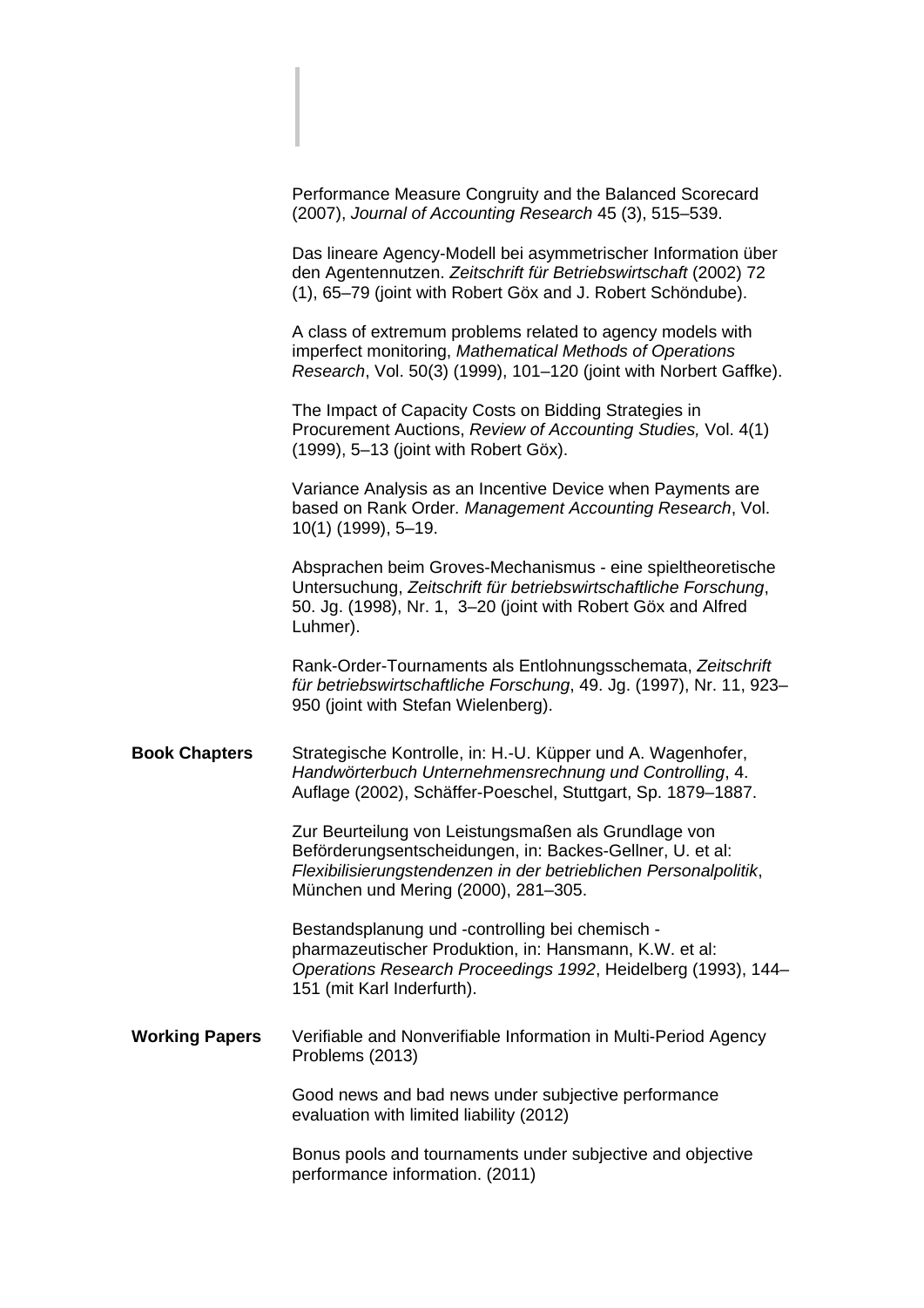Performance Measure Congruity and the Balanced Scorecard (2007), *Journal of Accounting Research* 45 (3), 515–539.

Das lineare Agency-Modell bei asymmetrischer Information über den Agentennutzen. *Zeitschrift für Betriebswirtschaft* (2002) 72 (1), 65–79 (joint with Robert Göx and J. Robert Schöndube).

A class of extremum problems related to agency models with imperfect monitoring, *Mathematical Methods of Operations Research*, Vol. 50(3) (1999), 101–120 (joint with Norbert Gaffke).

The Impact of Capacity Costs on Bidding Strategies in Procurement Auctions, *Review of Accounting Studies,* Vol. 4(1) (1999), 5–13 (joint with Robert Göx).

Variance Analysis as an Incentive Device when Payments are based on Rank Order. *Management Accounting Research*, Vol. 10(1) (1999), 5–19.

Absprachen beim Groves-Mechanismus - eine spieltheoretische Untersuchung, *Zeitschrift für betriebswirtschaftliche Forschung*, 50. Jg. (1998), Nr. 1, 3–20 (joint with Robert Göx and Alfred Luhmer).

Rank-Order-Tournaments als Entlohnungsschemata, *Zeitschrift für betriebswirtschaftliche Forschung*, 49. Jg. (1997), Nr. 11, 923–950 (joint with Stefan Wielenberg).

**Book Chapters**

Strategische Kontrolle, in: H.-U. Küpper und A. Wagenhofer, *Handwörterbuch Unternehmensrechnung und Controlling*, 4. Auflage (2002), Schäffer-Poeschel, Stuttgart, Sp. 1879–1887.

Zur Beurteilung von Leistungsmaßen als Grundlage von Beförderungsentscheidungen, in: Backes-Gellner, U. et al: *Flexibilisierungstendenzen in der betrieblichen Personalpolitik*, München und Mering (2000), 281–305.

Bestandsplanung und -controlling bei chemisch - pharmazeutischer Produktion, in: Hansmann, K.W. et al: *Operations Research Proceedings 1992*, Heidelberg (1993), 144–151 (mit Karl Inderfurth).

**Working Papers**

Verifiable and Nonverifiable Information in Multi-Period Agency Problems (2013)

Good news and bad news under subjective performance evaluation with limited liability (2012)

Bonus pools and tournaments under subjective and objective performance information. (2011)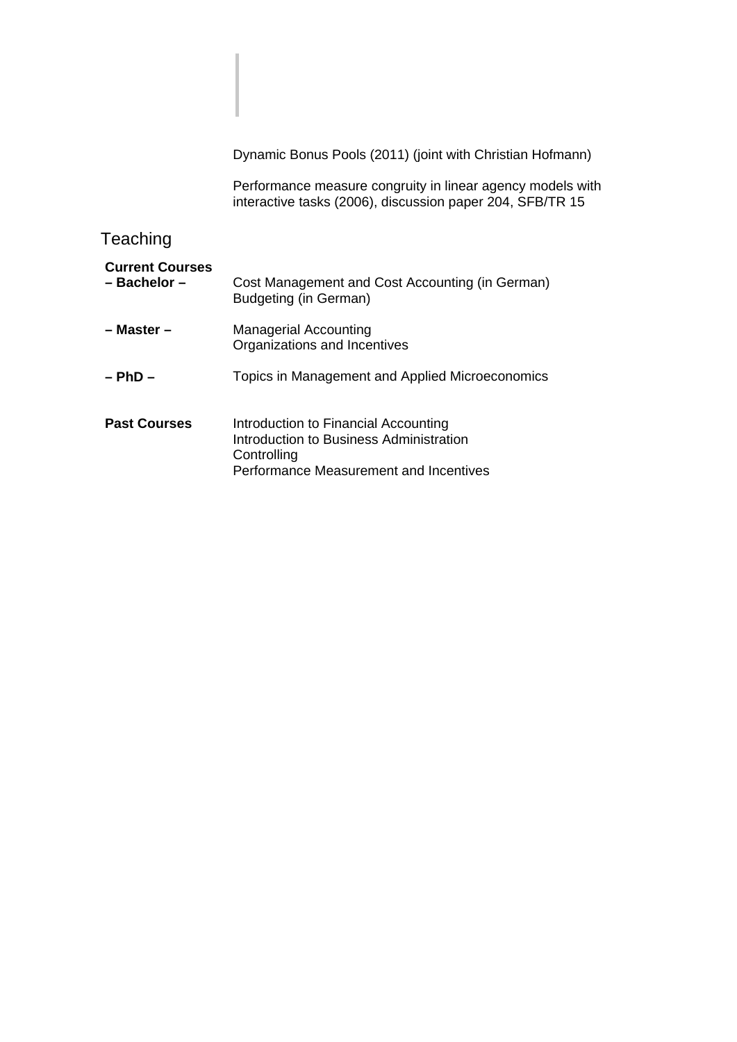Dynamic Bonus Pools (2011) (joint with Christian Hofmann)

Performance measure congruity in linear agency models with interactive tasks (2006), discussion paper 204, SFB/TR 15

## Teaching

**Current Courses**

**– Bachelor –**

Cost Management and Cost Accounting (in German)
Budgeting (in German)

**– Master –**

Managerial Accounting
Organizations and Incentives

**– PhD –**

Topics in Management and Applied Microeconomics

**Past Courses**

Introduction to Financial Accounting
Introduction to Business Administration
Controlling
Performance Measurement and Incentives